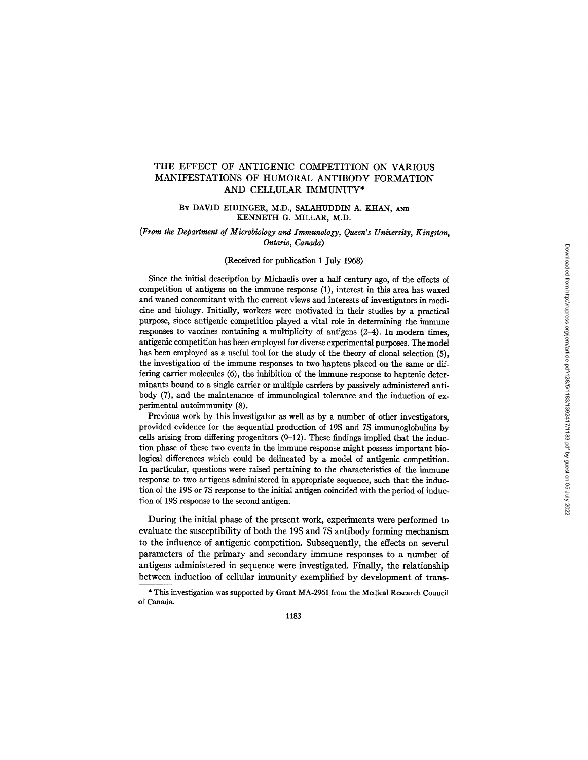# THE EFFECT OF ANTIGENIC COMPETITION ON VARIOUS MANIFESTATIONS OF HUMORAL ANTIBODY FORMATION AND CELLULAR IMMUNITY*

By DAVID EIDINGER, M.D., SALAHUDDIN A. KHAN, AND KENNETH G. MILLAR, M.D.

*(From the Department of Microbiology and Immunology, Queen's University, Kingston, Ontario, Canada)*

(Received for publication 1 July 1968)

Since the initial description by Michaelis over a half century ago, of the effects of competition of antigens on the immune response (1), interest in this area has waxed and waned concomitant with the current views and interests of investigators in medicine and biology. Initially, workers were motivated in their studies by a practical purpose, since antigenic competition played a vital role in determining the immune responses to vaccines containing a multiplicity of antigens (2–4). In modern times, antigenic competition has been employed for diverse experimental purposes. The model has been employed as a useful tool for the study of the theory of clonal selection (5), the investigation of the immune responses to two haptens placed on the same or differing carrier molecules (6), the inhibition of the immune response to haptenic determinants bound to a single carrier or multiple carriers by passively administered antibody (7), and the maintenance of immunological tolerance and the induction of experimental autoimmunity (8).

Previous work by this investigator as well as by a number of other investigators, provided evidence for the sequential production of 19S and 7S immunoglobulins by cells arising from differing progenitors (9–12). These findings implied that the induction phase of these two events in the immune response might possess important biological differences which could be delineated by a model of antigenic competition. In particular, questions were raised pertaining to the characteristics of the immune response to two antigens administered in appropriate sequence, such that the induction of the 19S or 7S response to the initial antigen coincided with the period of induction of 19S response to the second antigen.

During the initial phase of the present work, experiments were performed to evaluate the susceptibility of both the 19S and 7S antibody forming mechanism to the influence of antigenic competition. Subsequently, the effects on several parameters of the primary and secondary immune responses to a number of antigens administered in sequence were investigated. Finally, the relationship between induction of cellular immunity exemplified by development of trans-

\* This investigation was supported by Grant MA-2961 from the Medical Research Council of Canada.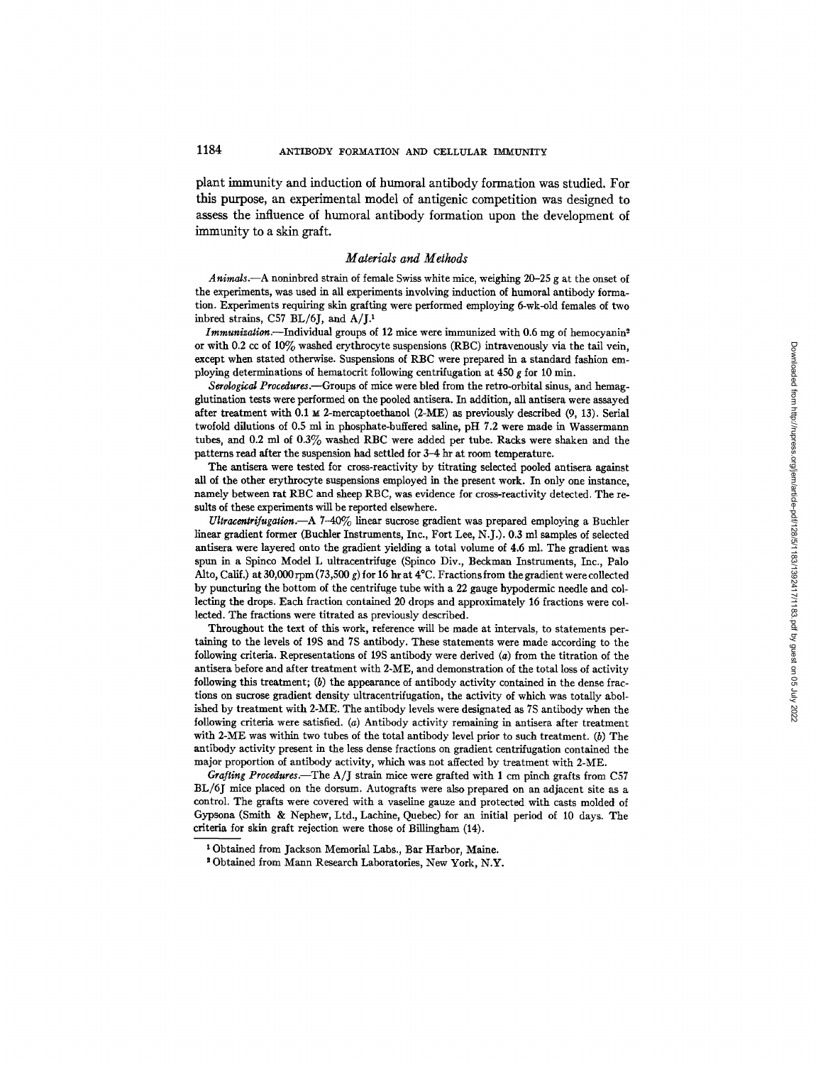plant immunity and induction of humoral antibody formation was studied. For this purpose, an experimental model of antigenic competition was designed to assess the influence of humoral antibody formation upon the development of immunity to a skin graft.

## *Materials and Methods*

*Animals.*—A noninbred strain of female Swiss white mice, weighing 20–25 g at the onset of the experiments, was used in all experiments involving induction of humoral antibody formation. Experiments requiring skin grafting were performed employing 6-wk-old females of two inbred strains, C57 BL/6J, and A/J.[1]

*Immunization.*—Individual groups of 12 mice were immunized with 0.6 mg of hemocyanin[2] or with 0.2 cc of 10% washed erythrocyte suspensions (RBC) intravenously via the tail vein, except when stated otherwise. Suspensions of RBC were prepared in a standard fashion employing determinations of hematocrit following centrifugation at 450 *g* for 10 min.

*Serological Procedures.*—Groups of mice were bled from the retro-orbital sinus, and hemagglutination tests were performed on the pooled antisera. In addition, all antisera were assayed after treatment with 0.1 M 2-mercaptoethanol (2-ME) as previously described (9, 13). Serial twofold dilutions of 0.5 ml in phosphate-buffered saline, pH 7.2 were made in Wassermann tubes, and 0.2 ml of 0.3% washed RBC were added per tube. Racks were shaken and the patterns read after the suspension had settled for 3–4 hr at room temperature.

The antisera were tested for cross-reactivity by titrating selected pooled antisera against all of the other erythrocyte suspensions employed in the present work. In only one instance, namely between rat RBC and sheep RBC, was evidence for cross-reactivity detected. The results of these experiments will be reported elsewhere.

*Ultracentrifugation.*—A 7–40% linear sucrose gradient was prepared employing a Buchler linear gradient former (Buchler Instruments, Inc., Fort Lee, N.J.). 0.3 ml samples of selected antisera were layered onto the gradient yielding a total volume of 4.6 ml. The gradient was spun in a Spinco Model L ultracentrifuge (Spinco Div., Beckman Instruments, Inc., Palo Alto, Calif.) at 30,000 rpm (73,500 *g*) for 16 hr at 4°C. Fractions from the gradient were collected by puncturing the bottom of the centrifuge tube with a 22 gauge hypodermic needle and collecting the drops. Each fraction contained 20 drops and approximately 16 fractions were collected. The fractions were titrated as previously described.

Throughout the text of this work, reference will be made at intervals, to statements pertaining to the levels of 19S and 7S antibody. These statements were made according to the following criteria. Representations of 19S antibody were derived (*a*) from the titration of the antisera before and after treatment with 2-ME, and demonstration of the total loss of activity following this treatment; (*b*) the appearance of antibody activity contained in the dense fractions on sucrose gradient density ultracentrifugation, the activity of which was totally abolished by treatment with 2-ME. The antibody levels were designated as 7S antibody when the following criteria were satisfied. (*a*) Antibody activity remaining in antisera after treatment with 2-ME was within two tubes of the total antibody level prior to such treatment. (*b*) The antibody activity present in the less dense fractions on gradient centrifugation contained the major proportion of antibody activity, which was not affected by treatment with 2-ME.

*Grafting Procedures.*—The A/J strain mice were grafted with 1 cm pinch grafts from C57 BL/6J mice placed on the dorsum. Autografts were also prepared on an adjacent site as a control. The grafts were covered with a vaseline gauze and protected with casts molded of Gypsona (Smith & Nephew, Ltd., Lachine, Quebec) for an initial period of 10 days. The criteria for skin graft rejection were those of Billingham (14).

---

[1] Obtained from Jackson Memorial Labs., Bar Harbor, Maine.

[2] Obtained from Mann Research Laboratories, New York, N.Y.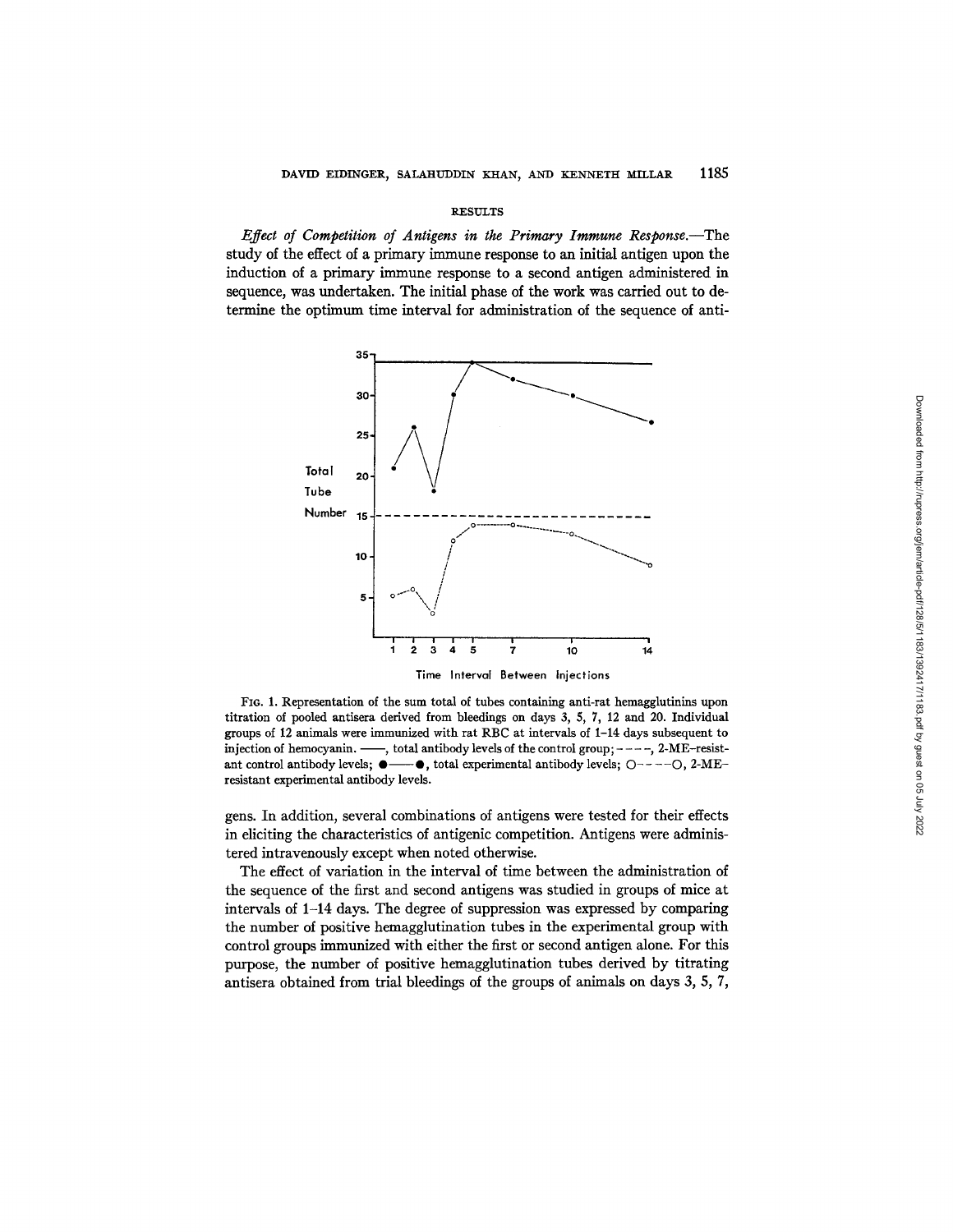## RESULTS

*Effect of Competition of Antigens in the Primary Immune Response.*—The study of the effect of a primary immune response to an initial antigen upon the induction of a primary immune response to a second antigen administered in sequence, was undertaken. The initial phase of the work was carried out to determine the optimum time interval for administration of the sequence of anti-

FIG. 1. Representation of the sum total of tubes containing anti-rat hemagglutinins upon titration of pooled antisera derived from bleedings on days 3, 5, 7, 12 and 20. Individual groups of 12 animals were immunized with rat RBC at intervals of 1–14 days subsequent to injection of hemocyanin. ——, total antibody levels of the control group; – – – –, 2-ME–resistant control antibody levels; ●——●, total experimental antibody levels; ○– – – –○, 2-ME–resistant experimental antibody levels.

gens. In addition, several combinations of antigens were tested for their effects in eliciting the characteristics of antigenic competition. Antigens were administered intravenously except when noted otherwise.

The effect of variation in the interval of time between the administration of the sequence of the first and second antigens was studied in groups of mice at intervals of 1–14 days. The degree of suppression was expressed by comparing the number of positive hemagglutination tubes in the experimental group with control groups immunized with either the first or second antigen alone. For this purpose, the number of positive hemagglutination tubes derived by titrating antisera obtained from trial bleedings of the groups of animals on days 3, 5, 7,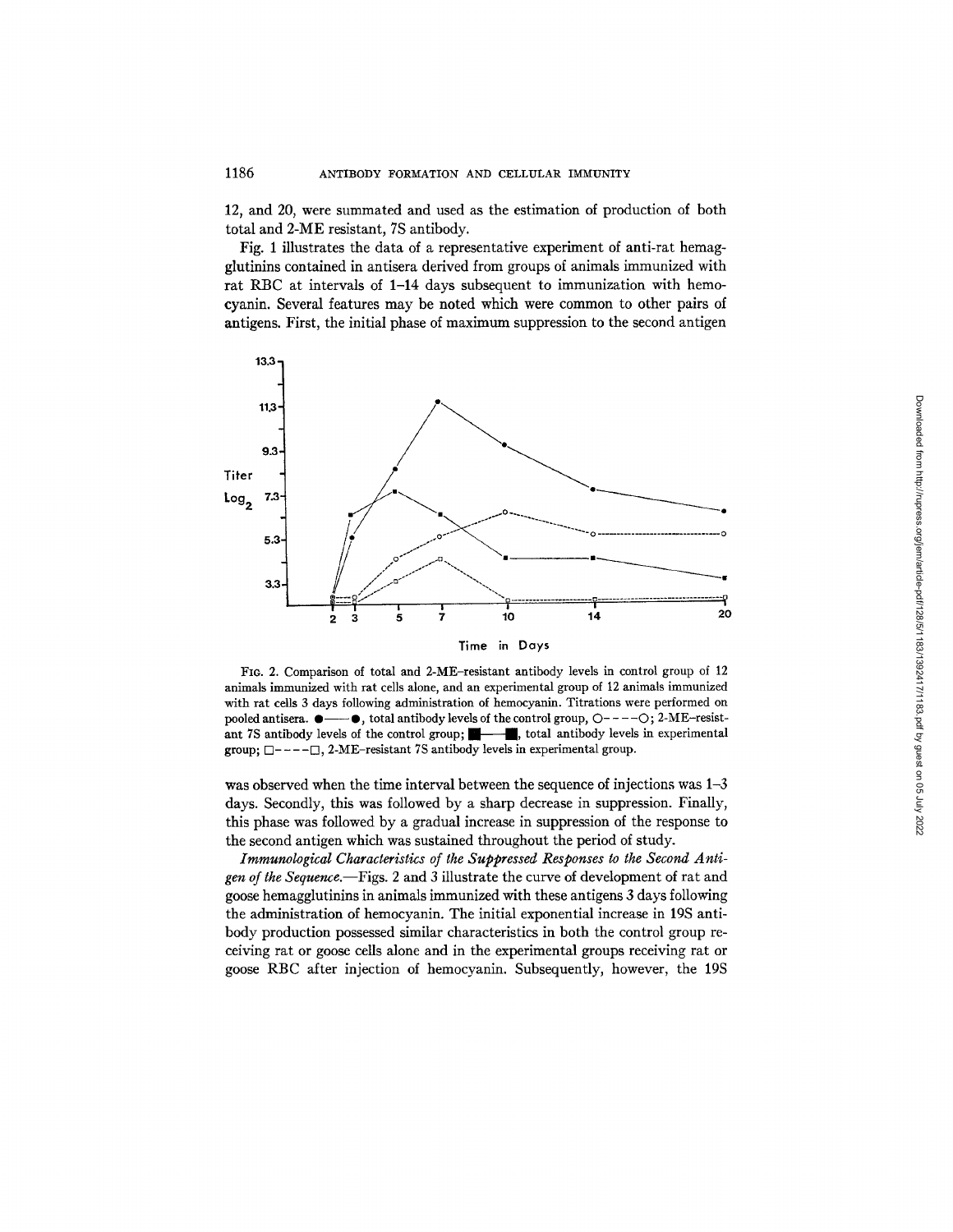12, and 20, were summated and used as the estimation of production of both total and 2-ME resistant, 7S antibody.

Fig. 1 illustrates the data of a representative experiment of anti-rat hemagglutinins contained in antisera derived from groups of animals immunized with rat RBC at intervals of 1–14 days subsequent to immunization with hemocyanin. Several features may be noted which were common to other pairs of antigens. First, the initial phase of maximum suppression to the second antigen

FIG. 2. Comparison of total and 2-ME-resistant antibody levels in control group of 12 animals immunized with rat cells alone, and an experimental group of 12 animals immunized with rat cells 3 days following administration of hemocyanin. Titrations were performed on pooled antisera. ●——●, total antibody levels of the control group, ○- - - -○; 2-ME-resistant 7S antibody levels of the control group; ■——■, total antibody levels in experimental group; □- - - -□, 2-ME-resistant 7S antibody levels in experimental group.

was observed when the time interval between the sequence of injections was 1–3 days. Secondly, this was followed by a sharp decrease in suppression. Finally, this phase was followed by a gradual increase in suppression of the response to the second antigen which was sustained throughout the period of study.

*Immunological Characteristics of the Suppressed Responses to the Second Antigen of the Sequence.*—Figs. 2 and 3 illustrate the curve of development of rat and goose hemagglutinins in animals immunized with these antigens 3 days following the administration of hemocyanin. The initial exponential increase in 19S antibody production possessed similar characteristics in both the control group receiving rat or goose cells alone and in the experimental groups receiving rat or goose RBC after injection of hemocyanin. Subsequently, however, the 19S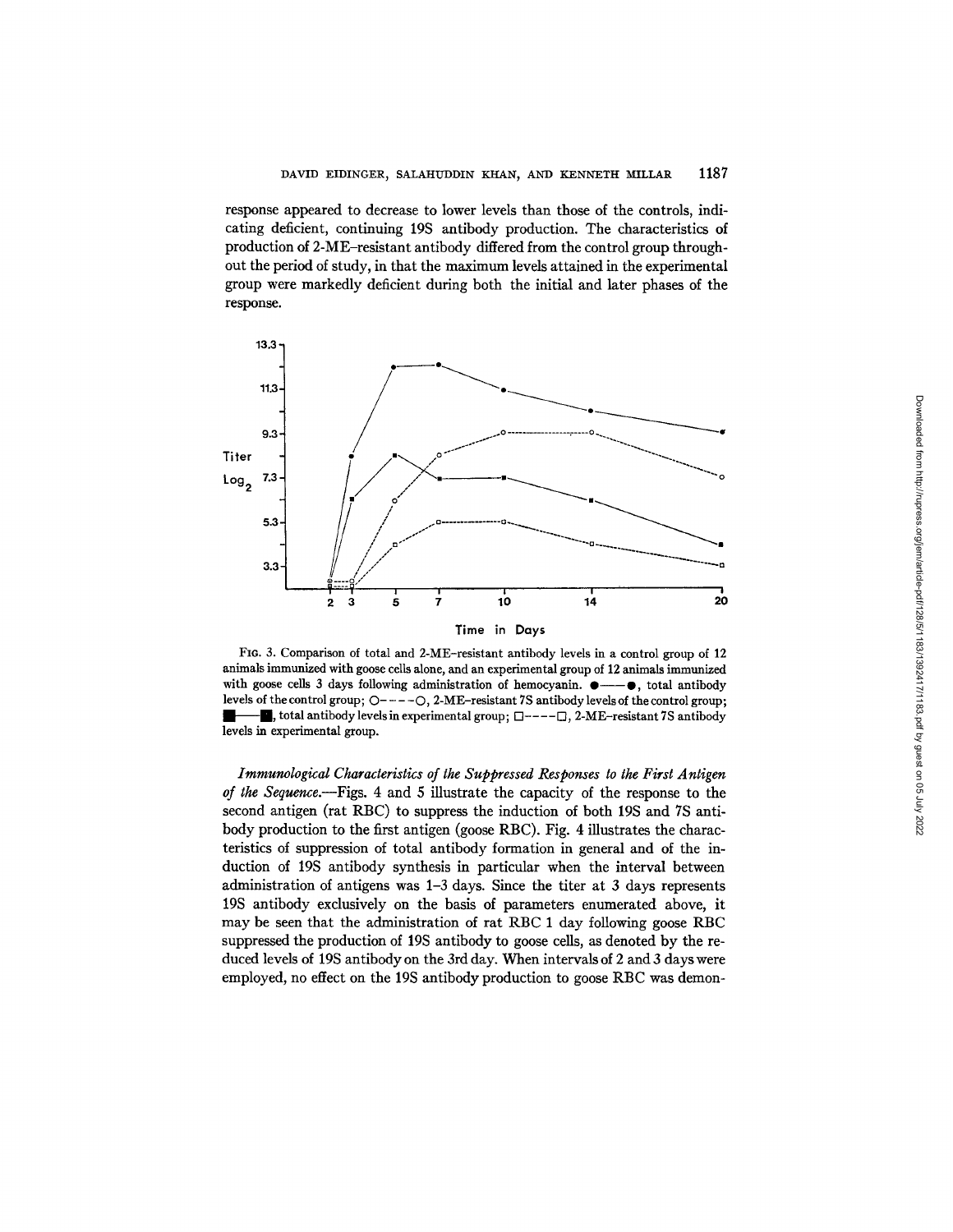response appeared to decrease to lower levels than those of the controls, indicating deficient, continuing 19S antibody production. The characteristics of production of 2-ME–resistant antibody differed from the control group throughout the period of study, in that the maximum levels attained in the experimental group were markedly deficient during both the initial and later phases of the response.

FIG. 3. Comparison of total and 2-ME–resistant antibody levels in a control group of 12 animals immunized with goose cells alone, and an experimental group of 12 animals immunized with goose cells 3 days following administration of hemocyanin. ●——●, total antibody levels of the control group; ○- - - -○, 2-ME–resistant 7S antibody levels of the control group; ■——■, total antibody levels in experimental group; □- - - -□, 2-ME–resistant 7S antibody levels in experimental group.

*Immunological Characteristics of the Suppressed Responses to the First Antigen of the Sequence.*—Figs. 4 and 5 illustrate the capacity of the response to the second antigen (rat RBC) to suppress the induction of both 19S and 7S antibody production to the first antigen (goose RBC). Fig. 4 illustrates the characteristics of suppression of total antibody formation in general and of the induction of 19S antibody synthesis in particular when the interval between administration of antigens was 1–3 days. Since the titer at 3 days represents 19S antibody exclusively on the basis of parameters enumerated above, it may be seen that the administration of rat RBC 1 day following goose RBC suppressed the production of 19S antibody to goose cells, as denoted by the reduced levels of 19S antibody on the 3rd day. When intervals of 2 and 3 days were employed, no effect on the 19S antibody production to goose RBC was demon-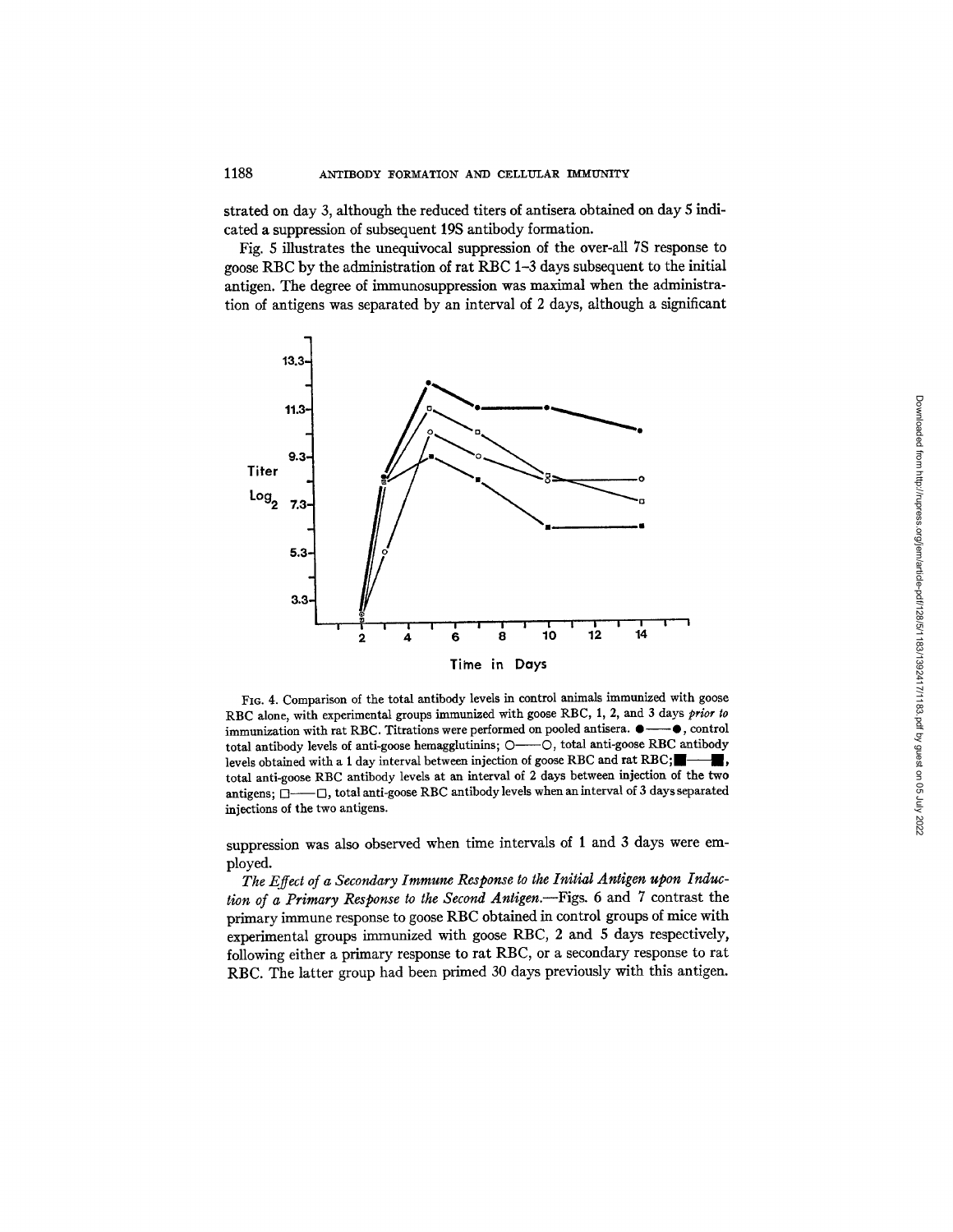strated on day 3, although the reduced titers of antisera obtained on day 5 indicated a suppression of subsequent 19S antibody formation.

Fig. 5 illustrates the unequivocal suppression of the over-all 7S response to goose RBC by the administration of rat RBC 1–3 days subsequent to the initial antigen. The degree of immunosuppression was maximal when the administration of antigens was separated by an interval of 2 days, although a significant

FIG. 4. Comparison of the total antibody levels in control animals immunized with goose RBC alone, with experimental groups immunized with goose RBC, 1, 2, and 3 days *prior to* immunization with rat RBC. Titrations were performed on pooled antisera. ●——●, control total antibody levels of anti-goose hemagglutinins; ○——○, total anti-goose RBC antibody levels obtained with a 1 day interval between injection of goose RBC and rat RBC; ■——■, total anti-goose RBC antibody levels at an interval of 2 days between injection of the two antigens; □——□, total anti-goose RBC antibody levels when an interval of 3 days separated injections of the two antigens.

suppression was also observed when time intervals of 1 and 3 days were employed.

*The Effect of a Secondary Immune Response to the Initial Antigen upon Induction of a Primary Response to the Second Antigen.*—Figs. 6 and 7 contrast the primary immune response to goose RBC obtained in control groups of mice with experimental groups immunized with goose RBC, 2 and 5 days respectively, following either a primary response to rat RBC, or a secondary response to rat RBC. The latter group had been primed 30 days previously with this antigen.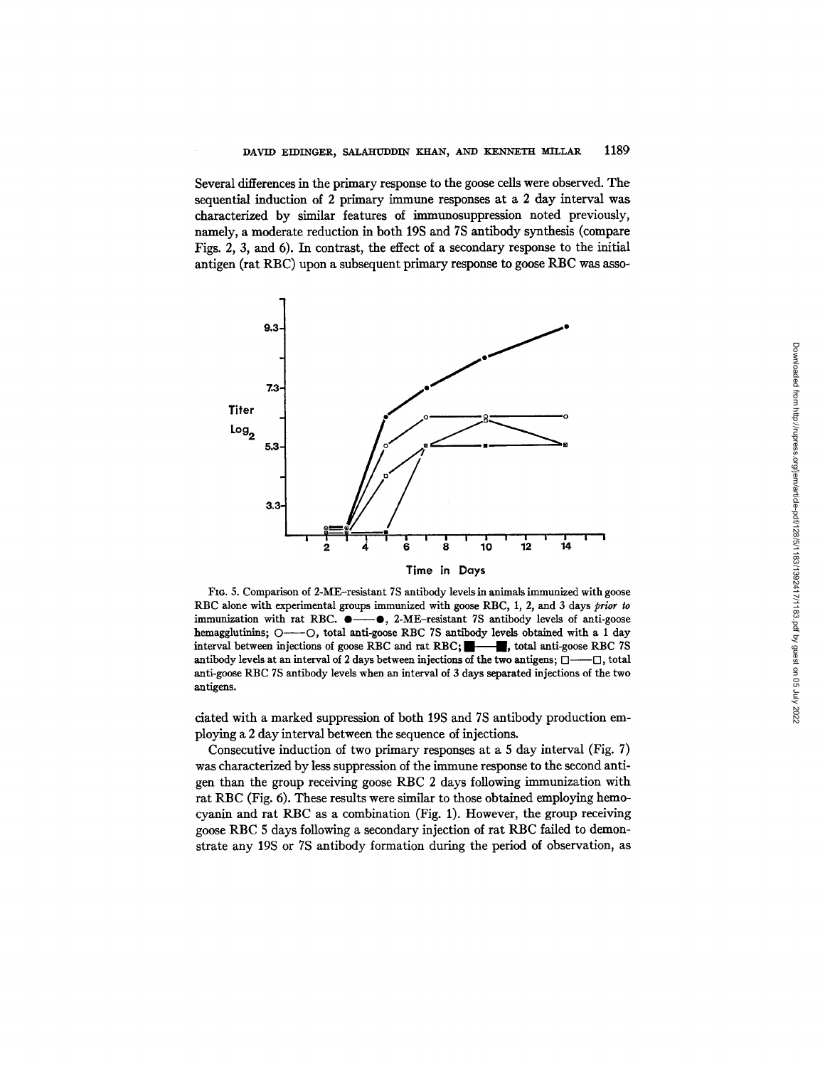Several differences in the primary response to the goose cells were observed. The sequential induction of 2 primary immune responses at a 2 day interval was characterized by similar features of immunosuppression noted previously, namely, a moderate reduction in both 19S and 7S antibody synthesis (compare Figs. 2, 3, and 6). In contrast, the effect of a secondary response to the initial antigen (rat RBC) upon a subsequent primary response to goose RBC was associated with a marked suppression of both 19S and 7S antibody production employing a 2 day interval between the sequence of injections.

FIG. 5. Comparison of 2-ME–resistant 7S antibody levels in animals immunized with goose RBC alone with experimental groups immunized with goose RBC, 1, 2, and 3 days *prior to* immunization with rat RBC. ●——●, 2-ME–resistant 7S antibody levels of anti-goose hemagglutinins; ○——○, total anti-goose RBC 7S antibody levels obtained with a 1 day interval between injections of goose RBC and rat RBC; ■——■, total anti-goose RBC 7S antibody levels at an interval of 2 days between injections of the two antigens; □——□, total anti-goose RBC 7S antibody levels when an interval of 3 days separated injections of the two antigens.

Consecutive induction of two primary responses at a 5 day interval (Fig. 7) was characterized by less suppression of the immune response to the second antigen than the group receiving goose RBC 2 days following immunization with rat RBC (Fig. 6). These results were similar to those obtained employing hemocyanin and rat RBC as a combination (Fig. 1). However, the group receiving goose RBC 5 days following a secondary injection of rat RBC failed to demonstrate any 19S or 7S antibody formation during the period of observation, as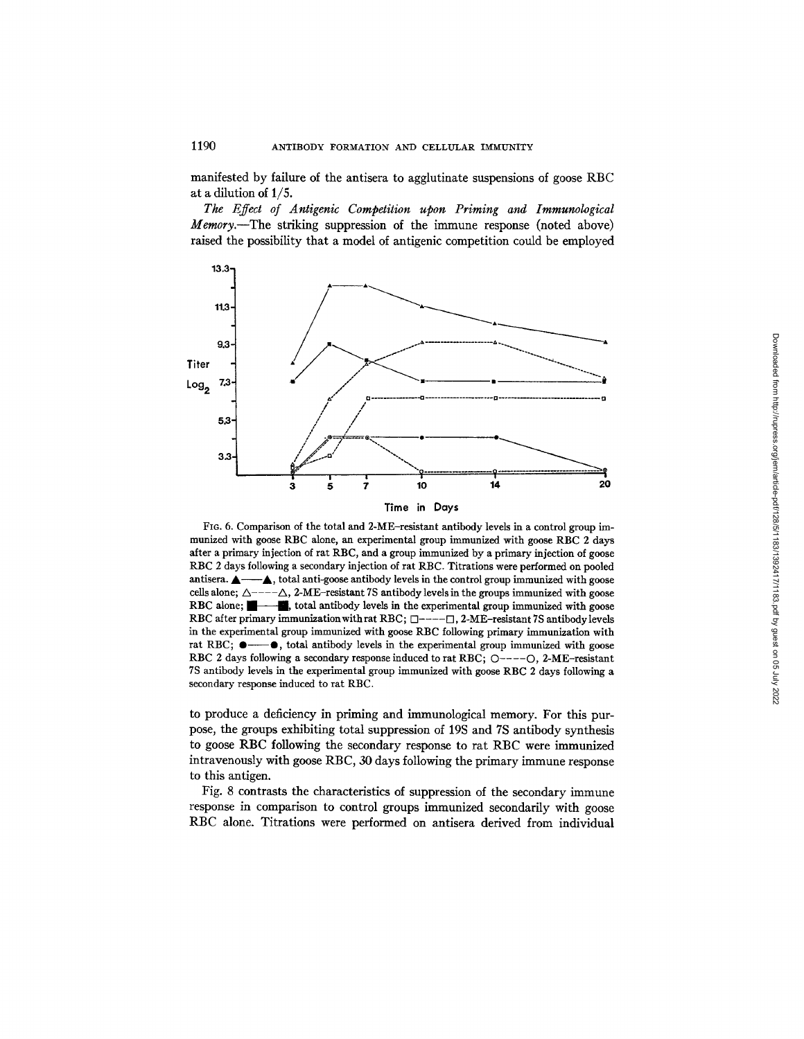manifested by failure of the antisera to agglutinate suspensions of goose RBC at a dilution of 1/5.

*The Effect of Antigenic Competition upon Priming and Immunological Memory.*—The striking suppression of the immune response (noted above) raised the possibility that a model of antigenic competition could be employed

FIG. 6. Comparison of the total and 2-ME–resistant antibody levels in a control group immunized with goose RBC alone, an experimental group immunized with goose RBC 2 days after a primary injection of rat RBC, and a group immunized by a primary injection of goose RBC 2 days following a secondary injection of rat RBC. Titrations were performed on pooled antisera. ▲——▲, total anti-goose antibody levels in the control group immunized with goose cells alone; △----△, 2-ME–resistant 7S antibody levels in the groups immunized with goose RBC alone; ■——■, total antibody levels in the experimental group immunized with goose RBC after primary immunization with rat RBC; □----□, 2-ME–resistant 7S antibody levels in the experimental group immunized with goose RBC following primary immunization with rat RBC; ●——●, total antibody levels in the experimental group immunized with goose RBC 2 days following a secondary response induced to rat RBC; ○----○, 2-ME–resistant 7S antibody levels in the experimental group immunized with goose RBC 2 days following a secondary response induced to rat RBC.

to produce a deficiency in priming and immunological memory. For this purpose, the groups exhibiting total suppression of 19S and 7S antibody synthesis to goose RBC following the secondary response to rat RBC were immunized intravenously with goose RBC, 30 days following the primary immune response to this antigen.

Fig. 8 contrasts the characteristics of suppression of the secondary immune response in comparison to control groups immunized secondarily with goose RBC alone. Titrations were performed on antisera derived from individual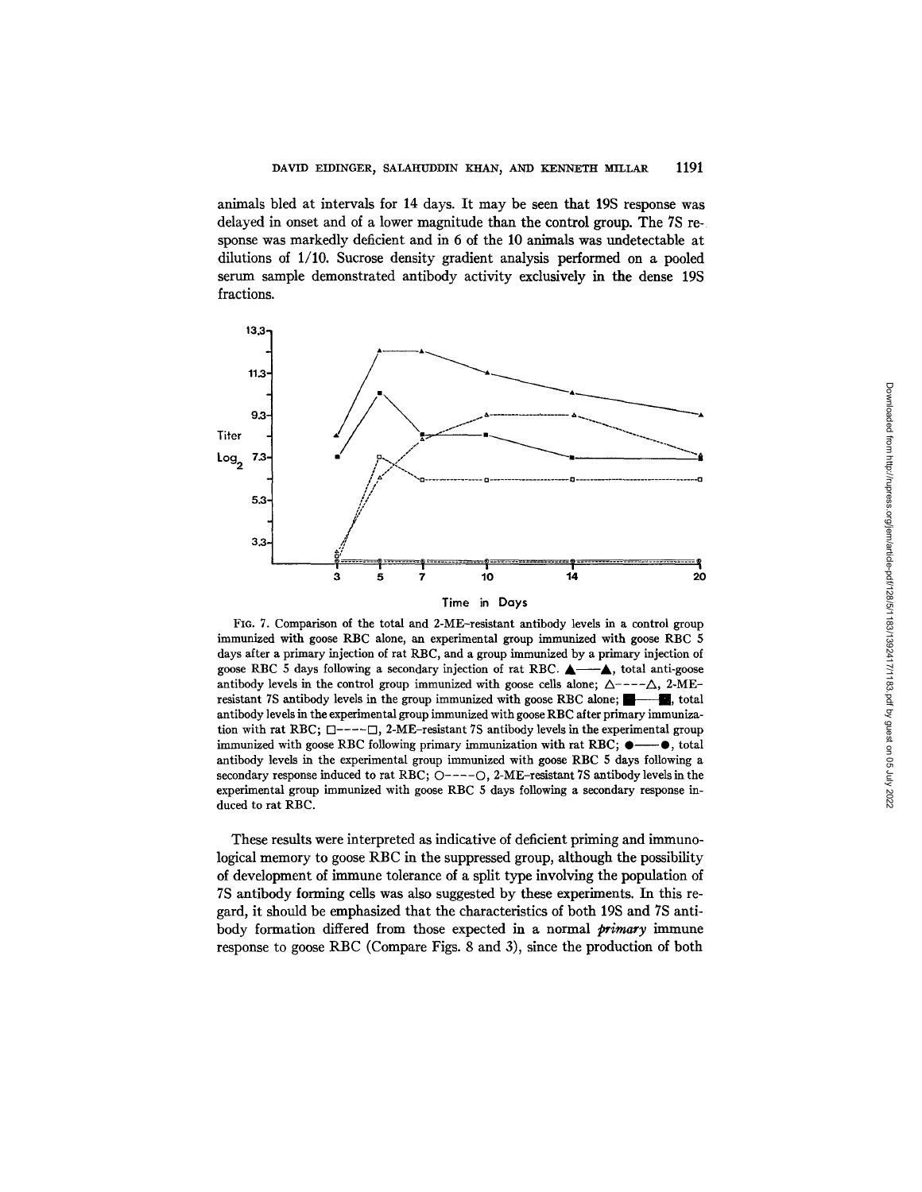animals bled at intervals for 14 days. It may be seen that 19S response was delayed in onset and of a lower magnitude than the control group. The 7S response was markedly deficient and in 6 of the 10 animals was undetectable at dilutions of 1/10. Sucrose density gradient analysis performed on a pooled serum sample demonstrated antibody activity exclusively in the dense 19S fractions.

FIG. 7. Comparison of the total and 2-ME-resistant antibody levels in a control group immunized with goose RBC alone, an experimental group immunized with goose RBC 5 days after a primary injection of rat RBC, and a group immunized by a primary injection of goose RBC 5 days following a secondary injection of rat RBC. ▲——▲, total anti-goose antibody levels in the control group immunized with goose cells alone; △----△, 2-ME-resistant 7S antibody levels in the group immunized with goose RBC alone; ■——■, total antibody levels in the experimental group immunized with goose RBC after primary immunization with rat RBC; □----□, 2-ME-resistant 7S antibody levels in the experimental group immunized with goose RBC following primary immunization with rat RBC; ●——●, total antibody levels in the experimental group immunized with goose RBC 5 days following a secondary response induced to rat RBC; ○----○, 2-ME-resistant 7S antibody levels in the experimental group immunized with goose RBC 5 days following a secondary response induced to rat RBC.

These results were interpreted as indicative of deficient priming and immunological memory to goose RBC in the suppressed group, although the possibility of development of immune tolerance of a split type involving the population of 7S antibody forming cells was also suggested by these experiments. In this regard, it should be emphasized that the characteristics of both 19S and 7S antibody formation differed from those expected in a normal *primary* immune response to goose RBC (Compare Figs. 8 and 3), since the production of both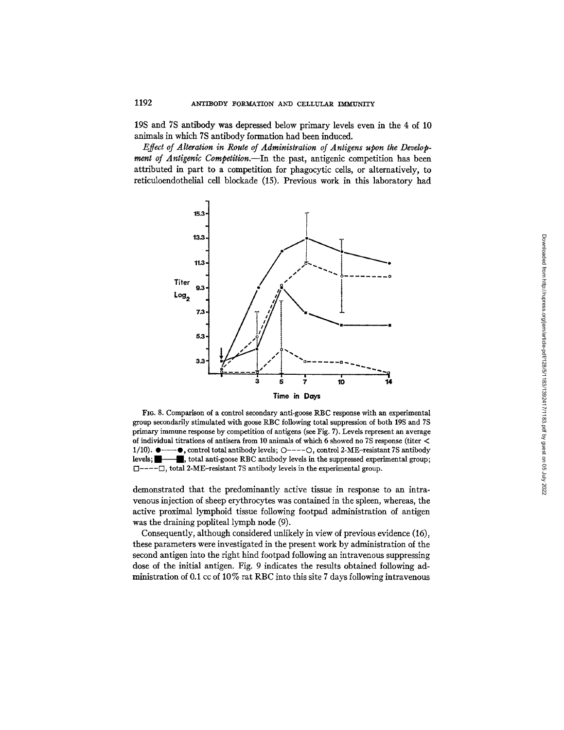19S and 7S antibody was depressed below primary levels even in the 4 of 10 animals in which 7S antibody formation had been induced.

*Effect of Alteration in Route of Administration of Antigens upon the Development of Antigenic Competition.*—In the past, antigenic competition has been attributed in part to a competition for phagocytic cells, or alternatively, to reticuloendothelial cell blockade (15). Previous work in this laboratory had

FIG. 8. Comparison of a control secondary anti-goose RBC response with an experimental group secondarily stimulated with goose RBC following total suppression of both 19S and 7S primary immune response by competition of antigens (see Fig. 7). Levels represent an average of individual titrations of antisera from 10 animals of which 6 showed no 7S response (titer < 1/10). ●——●, control total antibody levels; ○----○, control 2-ME–resistant 7S antibody levels; ■——■, total anti-goose RBC antibody levels in the suppressed experimental group; □----□, total 2-ME–resistant 7S antibody levels in the experimental group.

demonstrated that the predominantly active tissue in response to an intravenous injection of sheep erythrocytes was contained in the spleen, whereas, the active proximal lymphoid tissue following footpad administration of antigen was the draining popliteal lymph node (9).

Consequently, although considered unlikely in view of previous evidence (16), these parameters were investigated in the present work by administration of the second antigen into the right hind footpad following an intravenous suppressing dose of the initial antigen. Fig. 9 indicates the results obtained following administration of 0.1 cc of 10% rat RBC into this site 7 days following intravenous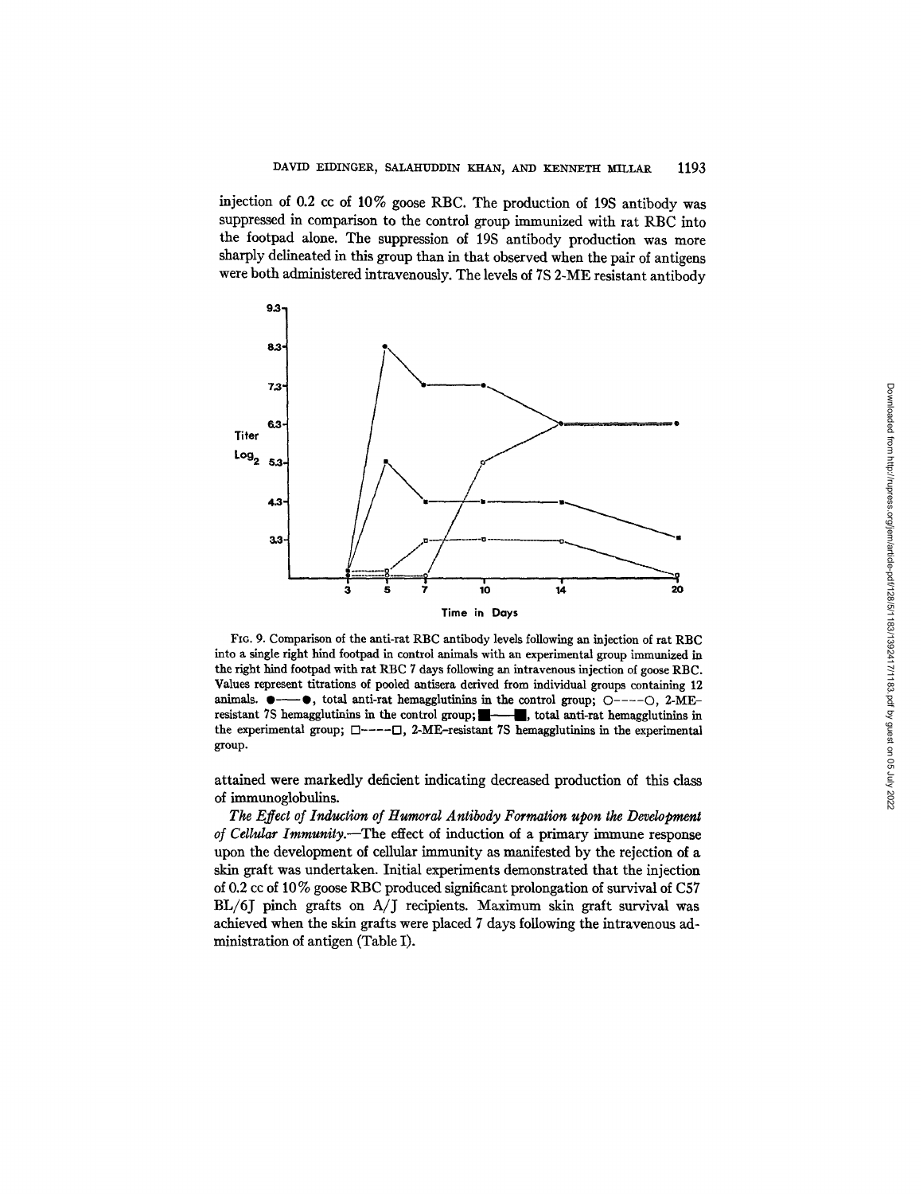injection of 0.2 cc of 10% goose RBC. The production of 19S antibody was suppressed in comparison to the control group immunized with rat RBC into the footpad alone. The suppression of 19S antibody production was more sharply delineated in this group than in that observed when the pair of antigens were both administered intravenously. The levels of 7S 2-ME resistant antibody attained were markedly deficient indicating decreased production of this class of immunoglobulins.

FIG. 9. Comparison of the anti-rat RBC antibody levels following an injection of rat RBC into a single right hind footpad in control animals with an experimental group immunized in the right hind footpad with rat RBC 7 days following an intravenous injection of goose RBC. Values represent titrations of pooled antisera derived from individual groups containing 12 animals. ●——●, total anti-rat hemagglutinins in the control group; ○----○, 2-ME-resistant 7S hemagglutinins in the control group; ■——■, total anti-rat hemagglutinins in the experimental group; □----□, 2-ME-resistant 7S hemagglutinins in the experimental group.

*The Effect of Induction of Humoral Antibody Formation upon the Development of Cellular Immunity.*—The effect of induction of a primary immune response upon the development of cellular immunity as manifested by the rejection of a skin graft was undertaken. Initial experiments demonstrated that the injection of 0.2 cc of 10% goose RBC produced significant prolongation of survival of C57 BL/6J pinch grafts on A/J recipients. Maximum skin graft survival was achieved when the skin grafts were placed 7 days following the intravenous administration of antigen (Table I).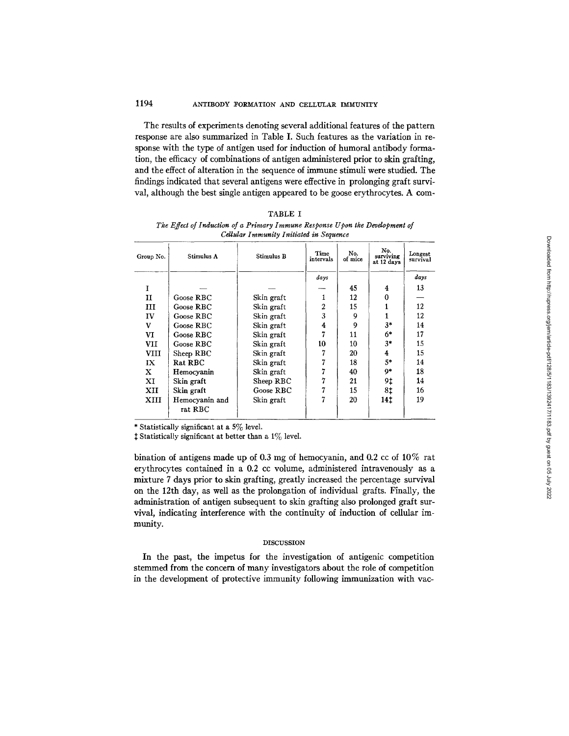The results of experiments denoting several additional features of the pattern response are also summarized in Table I. Such features as the variation in response with the type of antigen used for induction of humoral antibody formation, the efficacy of combinations of antigen administered prior to skin grafting, and the effect of alteration in the sequence of immune stimuli were studied. The findings indicated that several antigens were effective in prolonging graft survival, although the best single antigen appeared to be goose erythrocytes. A combination of antigens made up of 0.3 mg of hemocyanin, and 0.2 cc of 10% rat erythrocytes contained in a 0.2 cc volume, administered intravenously as a mixture 7 days prior to skin grafting, greatly increased the percentage survival on the 12th day, as well as the prolongation of individual grafts. Finally, the administration of antigen subsequent to skin grafting also prolonged graft survival, indicating interference with the continuity of induction of cellular immunity.

TABLE I

*The Effect of Induction of a Primary Immune Response Upon the Development of Cellular Immunity Initiated in Sequence*

| Group No. | Stimulus A | Stimulus B | Time intervals | No. of mice | No. surviving at 12 days | Longest survival |
|---|---|---|---|---|---|---|
| | | | *days* | | | *days* |
| I | — | — | — | 45 | 4 | 13 |
| II | Goose RBC | Skin graft | 1 | 12 | 0 | — |
| III | Goose RBC | Skin graft | 2 | 15 | 1 | 12 |
| IV | Goose RBC | Skin graft | 3 | 9 | 1 | 12 |
| V | Goose RBC | Skin graft | 4 | 9 | 3* | 14 |
| VI | Goose RBC | Skin graft | 7 | 11 | 6* | 17 |
| VII | Goose RBC | Skin graft | 10 | 10 | 3* | 15 |
| VIII | Sheep RBC | Skin graft | 7 | 20 | 4 | 15 |
| IX | Rat RBC | Skin graft | 7 | 18 | 5* | 14 |
| X | Hemocyanin | Skin graft | 7 | 40 | 9* | 18 |
| XI | Skin graft | Sheep RBC | 7 | 21 | 9‡ | 14 |
| XII | Skin graft | Goose RBC | 7 | 15 | 8‡ | 16 |
| XIII | Hemocyanin and rat RBC | Skin graft | 7 | 20 | 14‡ | 19 |

\* Statistically significant at a 5% level.

‡ Statistically significant at better than a 1% level.

## DISCUSSION

In the past, the impetus for the investigation of antigenic competition stemmed from the concern of many investigators about the role of competition in the development of protective immunity following immunization with vac-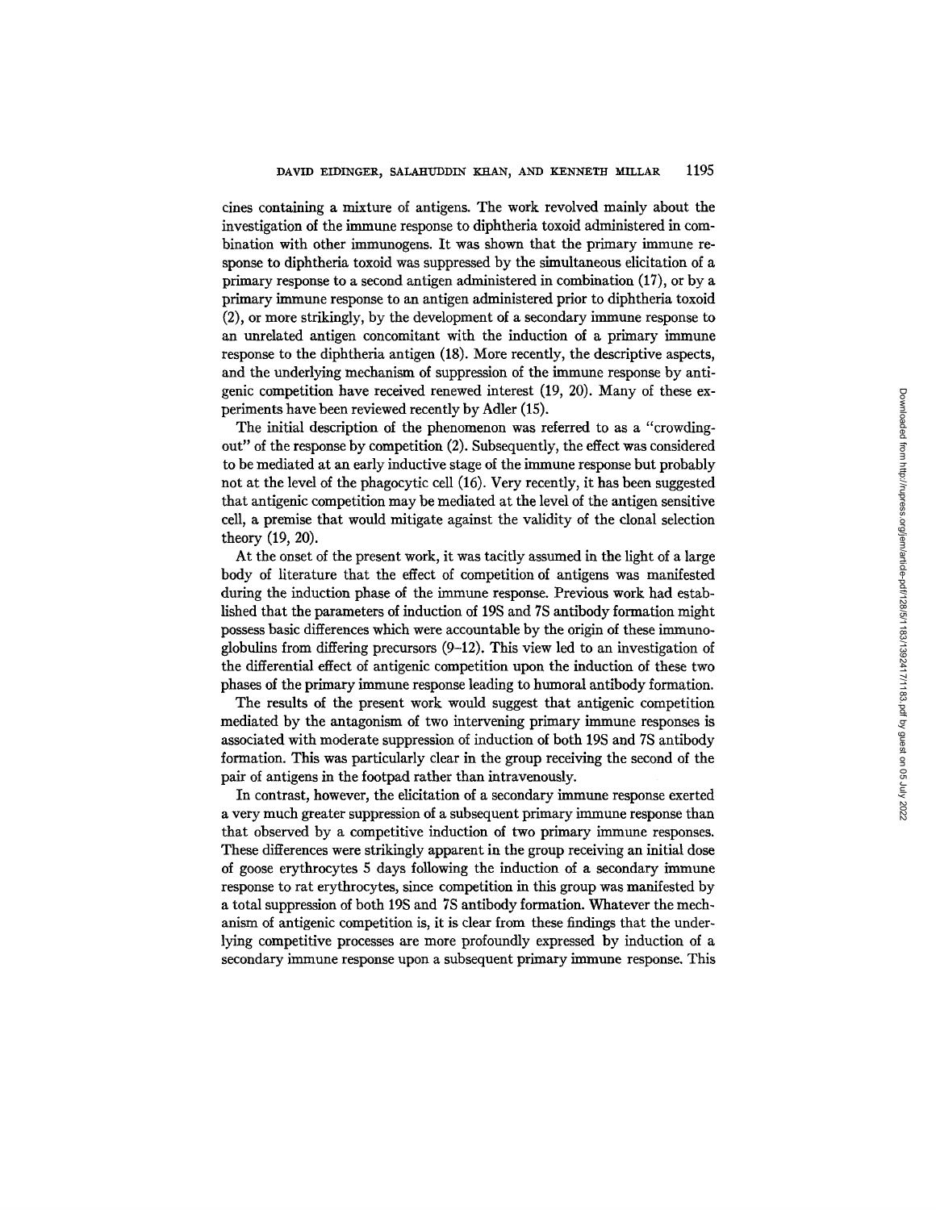cines containing a mixture of antigens. The work revolved mainly about the investigation of the immune response to diphtheria toxoid administered in combination with other immunogens. It was shown that the primary immune response to diphtheria toxoid was suppressed by the simultaneous elicitation of a primary response to a second antigen administered in combination (17), or by a primary immune response to an antigen administered prior to diphtheria toxoid (2), or more strikingly, by the development of a secondary immune response to an unrelated antigen concomitant with the induction of a primary immune response to the diphtheria antigen (18). More recently, the descriptive aspects, and the underlying mechanism of suppression of the immune response by antigenic competition have received renewed interest (19, 20). Many of these experiments have been reviewed recently by Adler (15).

The initial description of the phenomenon was referred to as a "crowding-out" of the response by competition (2). Subsequently, the effect was considered to be mediated at an early inductive stage of the immune response but probably not at the level of the phagocytic cell (16). Very recently, it has been suggested that antigenic competition may be mediated at the level of the antigen sensitive cell, a premise that would mitigate against the validity of the clonal selection theory (19, 20).

At the onset of the present work, it was tacitly assumed in the light of a large body of literature that the effect of competition of antigens was manifested during the induction phase of the immune response. Previous work had established that the parameters of induction of 19S and 7S antibody formation might possess basic differences which were accountable by the origin of these immunoglobulins from differing precursors (9–12). This view led to an investigation of the differential effect of antigenic competition upon the induction of these two phases of the primary immune response leading to humoral antibody formation.

The results of the present work would suggest that antigenic competition mediated by the antagonism of two intervening primary immune responses is associated with moderate suppression of induction of both 19S and 7S antibody formation. This was particularly clear in the group receiving the second of the pair of antigens in the footpad rather than intravenously.

In contrast, however, the elicitation of a secondary immune response exerted a very much greater suppression of a subsequent primary immune response than that observed by a competitive induction of two primary immune responses. These differences were strikingly apparent in the group receiving an initial dose of goose erythrocytes 5 days following the induction of a secondary immune response to rat erythrocytes, since competition in this group was manifested by a total suppression of both 19S and 7S antibody formation. Whatever the mechanism of antigenic competition is, it is clear from these findings that the underlying competitive processes are more profoundly expressed by induction of a secondary immune response upon a subsequent primary immune response. This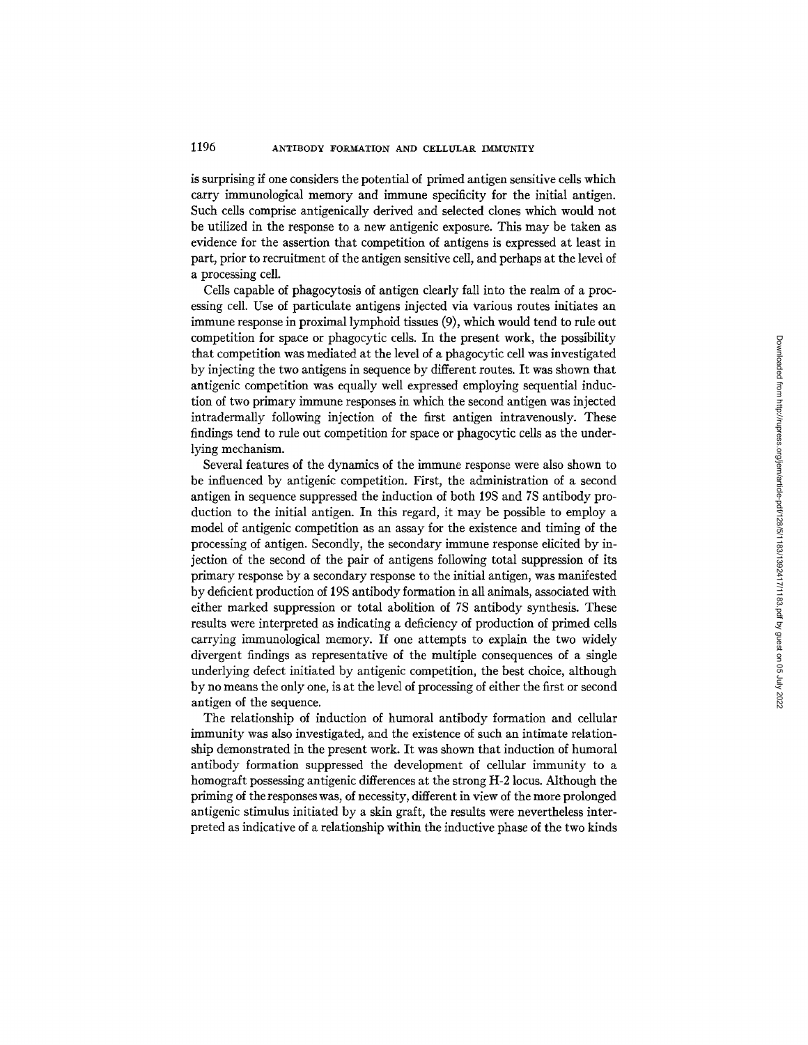is surprising if one considers the potential of primed antigen sensitive cells which carry immunological memory and immune specificity for the initial antigen. Such cells comprise antigenically derived and selected clones which would not be utilized in the response to a new antigenic exposure. This may be taken as evidence for the assertion that competition of antigens is expressed at least in part, prior to recruitment of the antigen sensitive cell, and perhaps at the level of a processing cell.

Cells capable of phagocytosis of antigen clearly fall into the realm of a processing cell. Use of particulate antigens injected via various routes initiates an immune response in proximal lymphoid tissues (9), which would tend to rule out competition for space or phagocytic cells. In the present work, the possibility that competition was mediated at the level of a phagocytic cell was investigated by injecting the two antigens in sequence by different routes. It was shown that antigenic competition was equally well expressed employing sequential induction of two primary immune responses in which the second antigen was injected intradermally following injection of the first antigen intravenously. These findings tend to rule out competition for space or phagocytic cells as the underlying mechanism.

Several features of the dynamics of the immune response were also shown to be influenced by antigenic competition. First, the administration of a second antigen in sequence suppressed the induction of both 19S and 7S antibody production to the initial antigen. In this regard, it may be possible to employ a model of antigenic competition as an assay for the existence and timing of the processing of antigen. Secondly, the secondary immune response elicited by injection of the second of the pair of antigens following total suppression of its primary response by a secondary response to the initial antigen, was manifested by deficient production of 19S antibody formation in all animals, associated with either marked suppression or total abolition of 7S antibody synthesis. These results were interpreted as indicating a deficiency of production of primed cells carrying immunological memory. If one attempts to explain the two widely divergent findings as representative of the multiple consequences of a single underlying defect initiated by antigenic competition, the best choice, although by no means the only one, is at the level of processing of either the first or second antigen of the sequence.

The relationship of induction of humoral antibody formation and cellular immunity was also investigated, and the existence of such an intimate relationship demonstrated in the present work. It was shown that induction of humoral antibody formation suppressed the development of cellular immunity to a homograft possessing antigenic differences at the strong H-2 locus. Although the priming of the responses was, of necessity, different in view of the more prolonged antigenic stimulus initiated by a skin graft, the results were nevertheless interpreted as indicative of a relationship within the inductive phase of the two kinds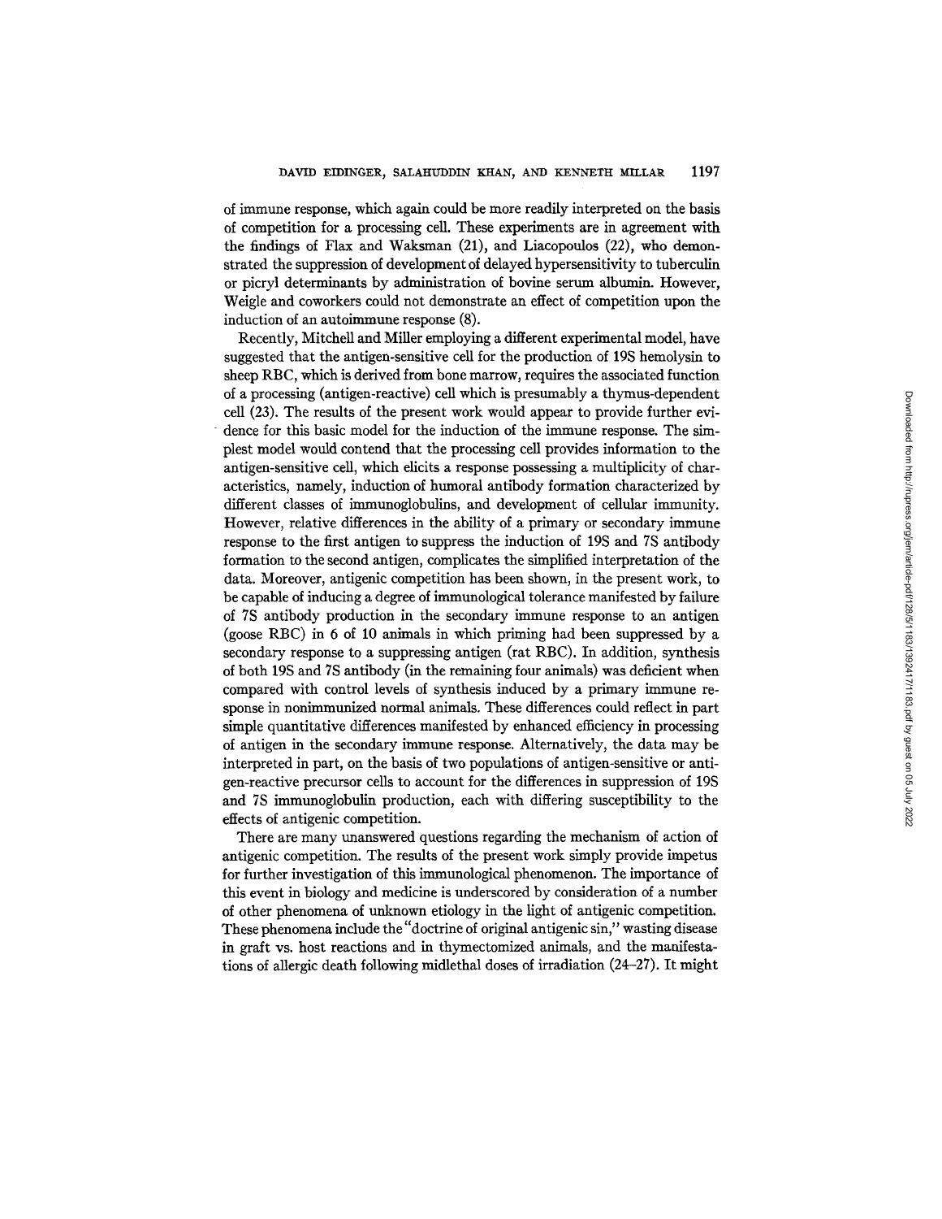of immune response, which again could be more readily interpreted on the basis of competition for a processing cell. These experiments are in agreement with the findings of Flax and Waksman (21), and Liacopoulos (22), who demonstrated the suppression of development of delayed hypersensitivity to tuberculin or picryl determinants by administration of bovine serum albumin. However, Weigle and coworkers could not demonstrate an effect of competition upon the induction of an autoimmune response (8).

Recently, Mitchell and Miller employing a different experimental model, have suggested that the antigen-sensitive cell for the production of 19S hemolysin to sheep RBC, which is derived from bone marrow, requires the associated function of a processing (antigen-reactive) cell which is presumably a thymus-dependent cell (23). The results of the present work would appear to provide further evidence for this basic model for the induction of the immune response. The simplest model would contend that the processing cell provides information to the antigen-sensitive cell, which elicits a response possessing a multiplicity of characteristics, namely, induction of humoral antibody formation characterized by different classes of immunoglobulins, and development of cellular immunity. However, relative differences in the ability of a primary or secondary immune response to the first antigen to suppress the induction of 19S and 7S antibody formation to the second antigen, complicates the simplified interpretation of the data. Moreover, antigenic competition has been shown, in the present work, to be capable of inducing a degree of immunological tolerance manifested by failure of 7S antibody production in the secondary immune response to an antigen (goose RBC) in 6 of 10 animals in which priming had been suppressed by a secondary response to a suppressing antigen (rat RBC). In addition, synthesis of both 19S and 7S antibody (in the remaining four animals) was deficient when compared with control levels of synthesis induced by a primary immune response in nonimmunized normal animals. These differences could reflect in part simple quantitative differences manifested by enhanced efficiency in processing of antigen in the secondary immune response. Alternatively, the data may be interpreted in part, on the basis of two populations of antigen-sensitive or antigen-reactive precursor cells to account for the differences in suppression of 19S and 7S immunoglobulin production, each with differing susceptibility to the effects of antigenic competition.

There are many unanswered questions regarding the mechanism of action of antigenic competition. The results of the present work simply provide impetus for further investigation of this immunological phenomenon. The importance of this event in biology and medicine is underscored by consideration of a number of other phenomena of unknown etiology in the light of antigenic competition. These phenomena include the "doctrine of original antigenic sin," wasting disease in graft vs. host reactions and in thymectomized animals, and the manifestations of allergic death following midlethal doses of irradiation (24–27). It might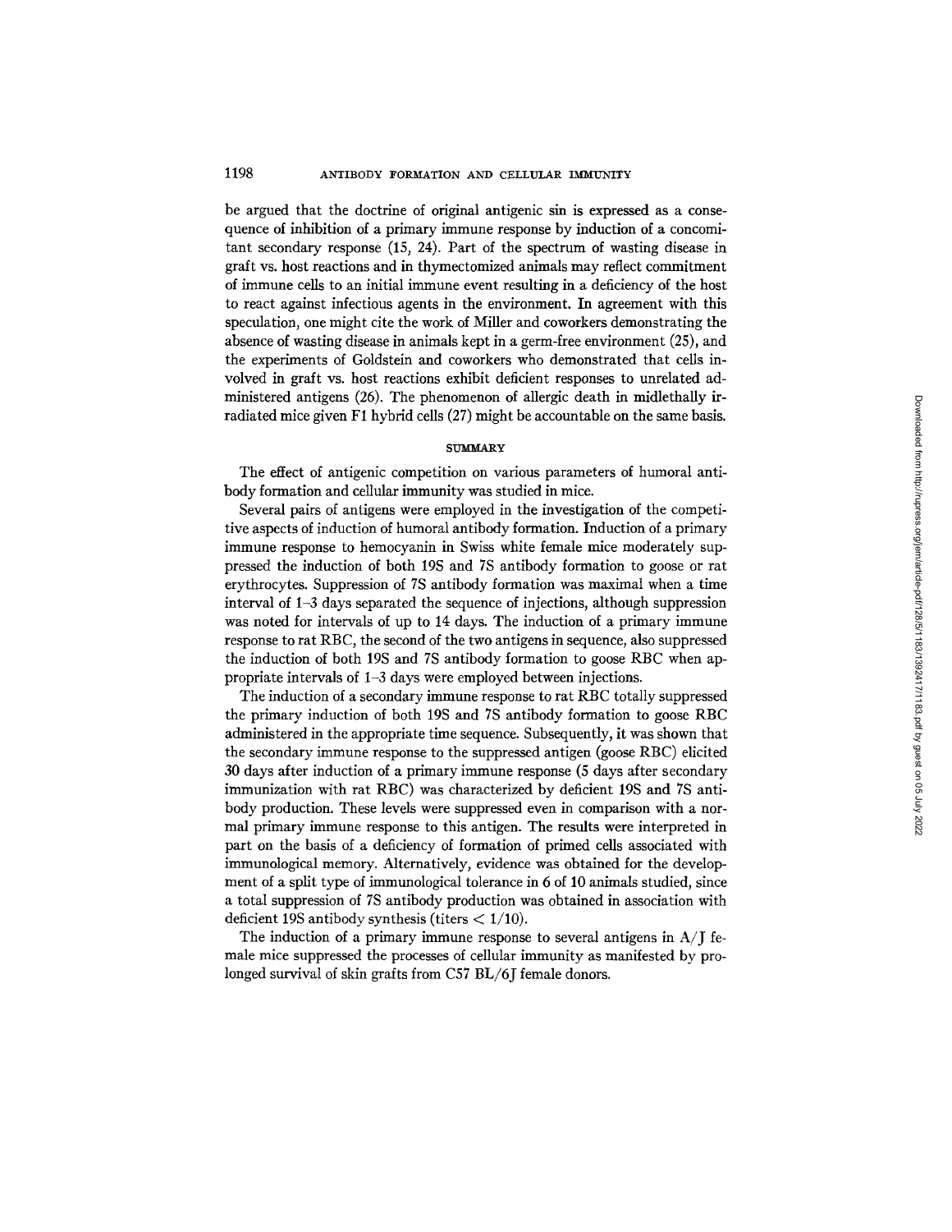be argued that the doctrine of original antigenic sin is expressed as a consequence of inhibition of a primary immune response by induction of a concomitant secondary response (15, 24). Part of the spectrum of wasting disease in graft vs. host reactions and in thymectomized animals may reflect commitment of immune cells to an initial immune event resulting in a deficiency of the host to react against infectious agents in the environment. In agreement with this speculation, one might cite the work of Miller and coworkers demonstrating the absence of wasting disease in animals kept in a germ-free environment (25), and the experiments of Goldstein and coworkers who demonstrated that cells involved in graft vs. host reactions exhibit deficient responses to unrelated administered antigens (26). The phenomenon of allergic death in midlethally irradiated mice given F1 hybrid cells (27) might be accountable on the same basis.

## SUMMARY

The effect of antigenic competition on various parameters of humoral antibody formation and cellular immunity was studied in mice.

Several pairs of antigens were employed in the investigation of the competitive aspects of induction of humoral antibody formation. Induction of a primary immune response to hemocyanin in Swiss white female mice moderately suppressed the induction of both 19S and 7S antibody formation to goose or rat erythrocytes. Suppression of 7S antibody formation was maximal when a time interval of 1–3 days separated the sequence of injections, although suppression was noted for intervals of up to 14 days. The induction of a primary immune response to rat RBC, the second of the two antigens in sequence, also suppressed the induction of both 19S and 7S antibody formation to goose RBC when appropriate intervals of 1–3 days were employed between injections.

The induction of a secondary immune response to rat RBC totally suppressed the primary induction of both 19S and 7S antibody formation to goose RBC administered in the appropriate time sequence. Subsequently, it was shown that the secondary immune response to the suppressed antigen (goose RBC) elicited 30 days after induction of a primary immune response (5 days after secondary immunization with rat RBC) was characterized by deficient 19S and 7S antibody production. These levels were suppressed even in comparison with a normal primary immune response to this antigen. The results were interpreted in part on the basis of a deficiency of formation of primed cells associated with immunological memory. Alternatively, evidence was obtained for the development of a split type of immunological tolerance in 6 of 10 animals studied, since a total suppression of 7S antibody production was obtained in association with deficient 19S antibody synthesis (titers $< 1/10$).

The induction of a primary immune response to several antigens in A/J female mice suppressed the processes of cellular immunity as manifested by prolonged survival of skin grafts from C57 BL/6J female donors.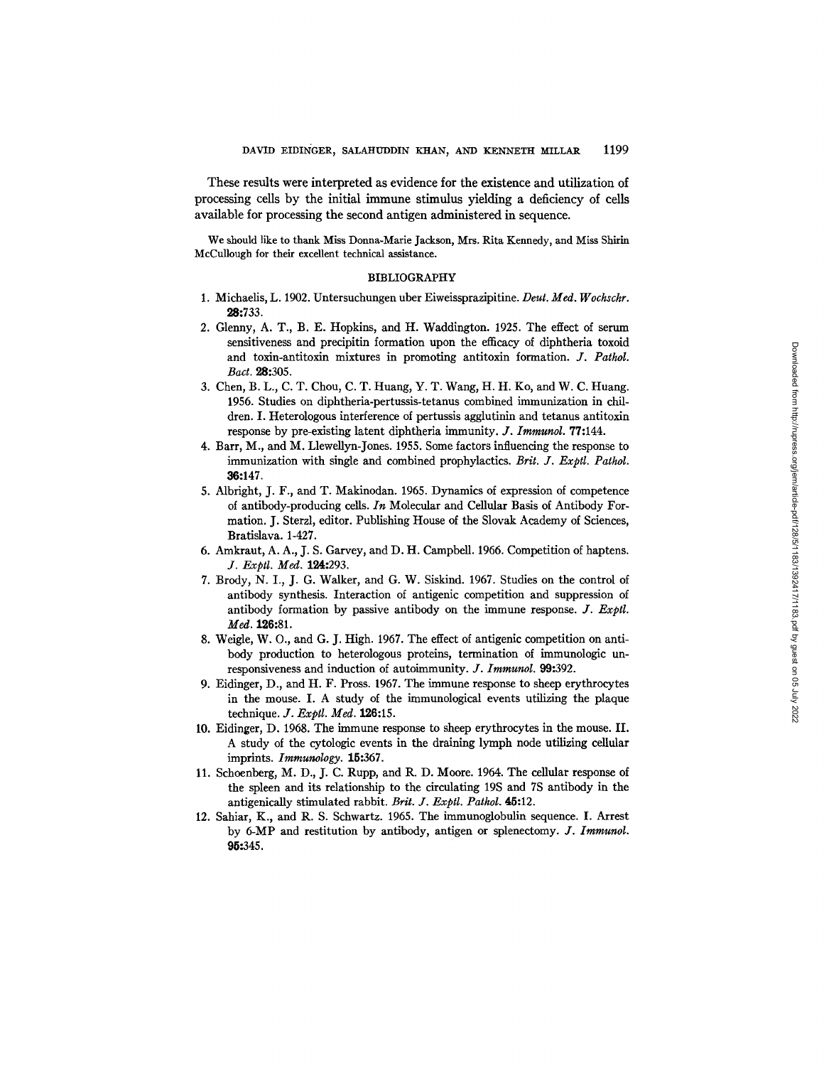These results were interpreted as evidence for the existence and utilization of processing cells by the initial immune stimulus yielding a deficiency of cells available for processing the second antigen administered in sequence.

We should like to thank Miss Donna-Marie Jackson, Mrs. Rita Kennedy, and Miss Shirin McCullough for their excellent technical assistance.

## BIBLIOGRAPHY

1. Michaelis, L. 1902. Untersuchungen uber Eiweissprazipitine. *Deut. Med. Wochschr.* **28:**733.
2. Glenny, A. T., B. E. Hopkins, and H. Waddington. 1925. The effect of serum sensitiveness and precipitin formation upon the efficacy of diphtheria toxoid and toxin-antitoxin mixtures in promoting antitoxin formation. *J. Pathol. Bact.* **28:**305.
3. Chen, B. L., C. T. Chou, C. T. Huang, Y. T. Wang, H. H. Ko, and W. C. Huang. 1956. Studies on diphtheria-pertussis-tetanus combined immunization in children. I. Heterologous interference of pertussis agglutinin and tetanus antitoxin response by pre-existing latent diphtheria immunity. *J. Immunol.* **77:**144.
4. Barr, M., and M. Llewellyn-Jones. 1955. Some factors influencing the response to immunization with single and combined prophylactics. *Brit. J. Exptl. Pathol.* **36:**147.
5. Albright, J. F., and T. Makinodan. 1965. Dynamics of expression of competence of antibody-producing cells. *In* Molecular and Cellular Basis of Antibody Formation. J. Sterzl, editor. Publishing House of the Slovak Academy of Sciences, Bratislava. 1-427.
6. Amkraut, A. A., J. S. Garvey, and D. H. Campbell. 1966. Competition of haptens. *J. Exptl. Med.* **124:**293.
7. Brody, N. I., J. G. Walker, and G. W. Siskind. 1967. Studies on the control of antibody synthesis. Interaction of antigenic competition and suppression of antibody formation by passive antibody on the immune response. *J. Exptl. Med.* **126:**81.
8. Weigle, W. O., and G. J. High. 1967. The effect of antigenic competition on antibody production to heterologous proteins, termination of immunologic unresponsiveness and induction of autoimmunity. *J. Immunol.* **99:**392.
9. Eidinger, D., and H. F. Pross. 1967. The immune response to sheep erythrocytes in the mouse. I. A study of the immunological events utilizing the plaque technique. *J. Exptl. Med.* **126:**15.
10. Eidinger, D. 1968. The immune response to sheep erythrocytes in the mouse. II. A study of the cytologic events in the draining lymph node utilizing cellular imprints. *Immunology.* **15:**367.
11. Schoenberg, M. D., J. C. Rupp, and R. D. Moore. 1964. The cellular response of the spleen and its relationship to the circulating 19S and 7S antibody in the antigenically stimulated rabbit. *Brit. J. Exptl. Pathol.* **45:**12.
12. Sahiar, K., and R. S. Schwartz. 1965. The immunoglobulin sequence. I. Arrest by 6-MP and restitution by antibody, antigen or splenectomy. *J. Immunol.* **95:**345.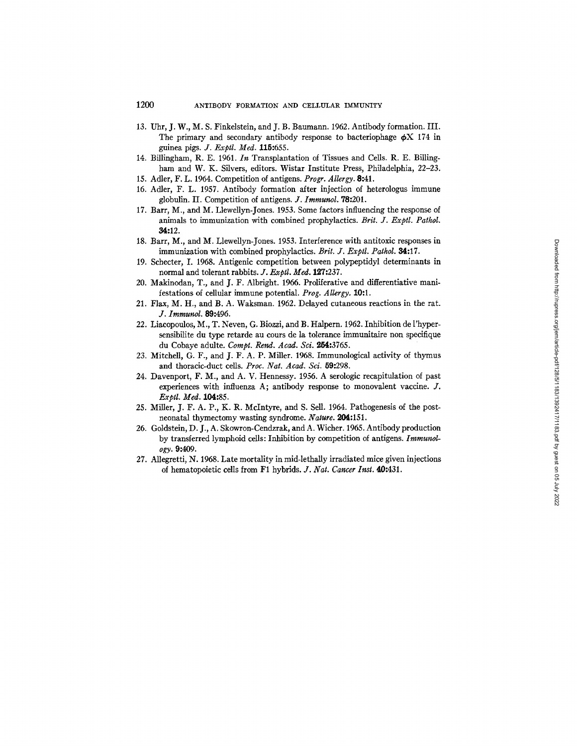13. Uhr, J. W., M. S. Finkelstein, and J. B. Baumann. 1962. Antibody formation. III. The primary and secondary antibody response to bacteriophage $\phi$X 174 in guinea pigs. *J. Exptl. Med.* **115:**655.
14. Billingham, R. E. 1961. *In* Transplantation of Tissues and Cells. R. E. Billingham and W. K. Silvers, editors. Wistar Institute Press, Philadelphia, 22–23.
15. Adler, F. L. 1964. Competition of antigens. *Progr. Allergy.* **8:**41.
16. Adler, F. L. 1957. Antibody formation after injection of heterologus immune globulin. II. Competition of antigens. *J. Immunol.* **78:**201.
17. Barr, M., and M. Llewellyn-Jones. 1953. Some factors influencing the response of animals to immunization with combined prophylactics. *Brit. J. Exptl. Pathol.* **34:**12.
18. Barr, M., and M. Llewellyn-Jones. 1953. Interference with antitoxic responses in immunization with combined prophylactics. *Brit. J. Exptl. Pathol.* **34:**17.
19. Schecter, I. 1968. Antigenic competition between polypeptidyl determinants in normal and tolerant rabbits. *J. Exptl. Med.* **127:**237.
20. Makinodan, T., and J. F. Albright. 1966. Proliferative and differentiative manifestations of cellular immune potential. *Prog. Allergy.* **10:**1.
21. Flax, M. H., and B. A. Waksman. 1962. Delayed cutaneous reactions in the rat. *J. Immunol.* **89:**496.
22. Liacopoulos, M., T. Neven, G. Biozzi, and B. Halpern. 1962. Inhibition de l'hypersensibilite du type retarde au cours de la tolerance immunitaire non specifique du Cobaye adulte. *Compt. Rend. Acad. Sci.* **254:**3765.
23. Mitchell, G. F., and J. F. A. P. Miller. 1968. Immunological activity of thymus and thoracic-duct cells. *Proc. Nat. Acad. Sci.* **59:**298.
24. Davenport, F. M., and A. V. Hennessy. 1956. A serologic recapitulation of past experiences with influenza A; antibody response to monovalent vaccine. *J. Exptl. Med.* **104:**85.
25. Miller, J. F. A. P., K. R. McIntyre, and S. Sell. 1964. Pathogenesis of the postneonatal thymectomy wasting syndrome. *Nature.* **204:**151.
26. Goldstein, D. J., A. Skowron-Cendzrak, and A. Wicher. 1965. Antibody production by transferred lymphoid cells: Inhibition by competition of antigens. *Immunology.* **9:**409.
27. Allegretti, N. 1968. Late mortality in mid-lethally irradiated mice given injections of hematopoietic cells from F1 hybrids. *J. Nat. Cancer Inst.* **40:**431.